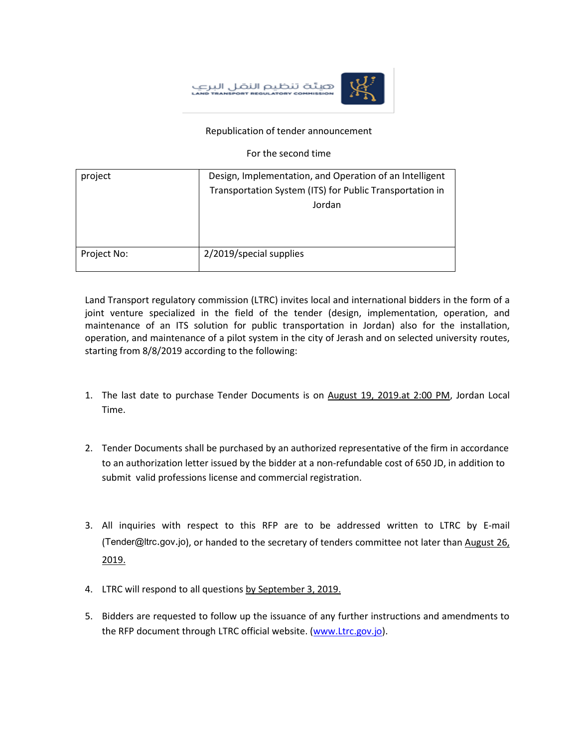هيئة تنظيم النقل البري
LAND TRANSPORT REGULATORY COMMISSION

Republication of tender announcement

For the second time

| project | Design, Implementation, and Operation of an Intelligent Transportation System (ITS) for Public Transportation in Jordan |
|---|---|
| Project No: | 2/2019/special supplies |

Land Transport regulatory commission (LTRC) invites local and international bidders in the form of a joint venture specialized in the field of the tender (design, implementation, operation, and maintenance of an ITS solution for public transportation in Jordan) also for the installation, operation, and maintenance of a pilot system in the city of Jerash and on selected university routes, starting from 8/8/2019 according to the following:

1. The last date to purchase Tender Documents is on August 19, 2019.at 2:00 PM, Jordan Local Time.

2. Tender Documents shall be purchased by an authorized representative of the firm in accordance to an authorization letter issued by the bidder at a non-refundable cost of 650 JD, in addition to submit valid professions license and commercial registration.

3. All inquiries with respect to this RFP are to be addressed written to LTRC by E-mail (Tender@ltrc.gov.jo), or handed to the secretary of tenders committee not later than August 26, 2019.

4. LTRC will respond to all questions by September 3, 2019.

5. Bidders are requested to follow up the issuance of any further instructions and amendments to the RFP document through LTRC official website. (www.Ltrc.gov.jo).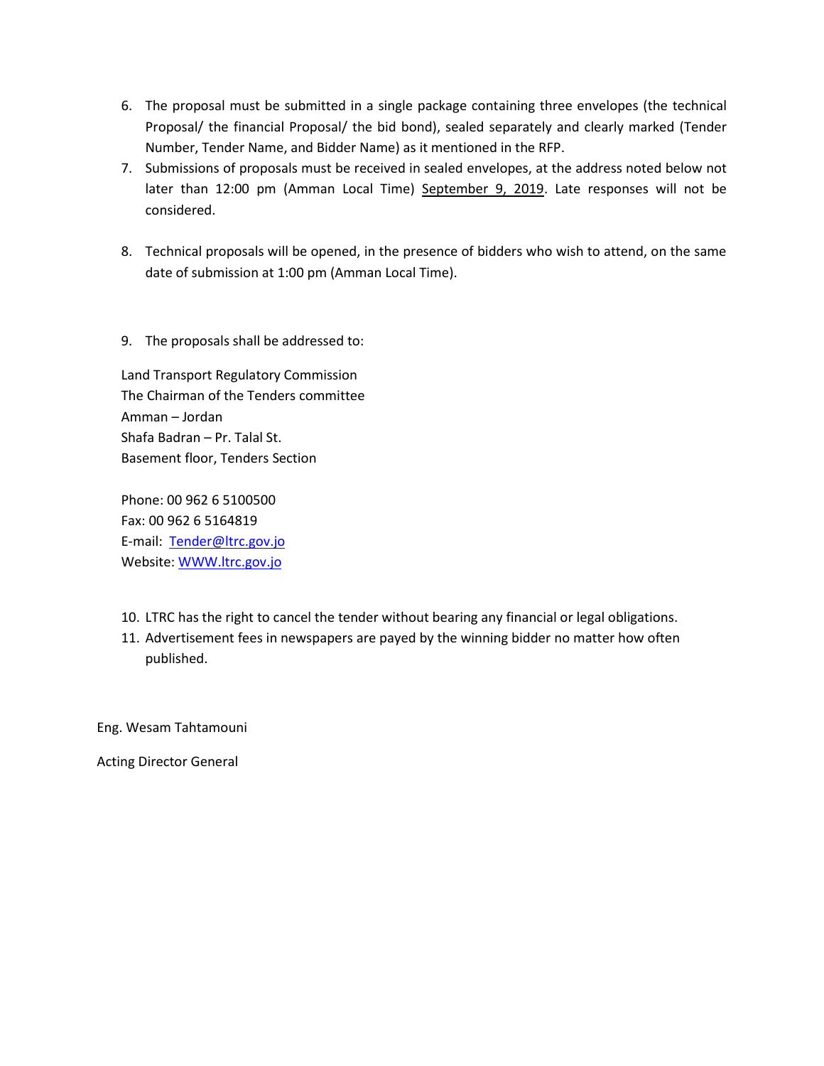6. The proposal must be submitted in a single package containing three envelopes (the technical Proposal/ the financial Proposal/ the bid bond), sealed separately and clearly marked (Tender Number, Tender Name, and Bidder Name) as it mentioned in the RFP.
7. Submissions of proposals must be received in sealed envelopes, at the address noted below not later than 12:00 pm (Amman Local Time) September 9, 2019. Late responses will not be considered.

8. Technical proposals will be opened, in the presence of bidders who wish to attend, on the same date of submission at 1:00 pm (Amman Local Time).

9. The proposals shall be addressed to:

Land Transport Regulatory Commission
The Chairman of the Tenders committee
Amman – Jordan
Shafa Badran – Pr. Talal St.
Basement floor, Tenders Section

Phone: 00 962 6 5100500
Fax: 00 962 6 5164819
E-mail: Tender@ltrc.gov.jo
Website: WWW.ltrc.gov.jo

10. LTRC has the right to cancel the tender without bearing any financial or legal obligations.
11. Advertisement fees in newspapers are payed by the winning bidder no matter how often published.

Eng. Wesam Tahtamouni

Acting Director General